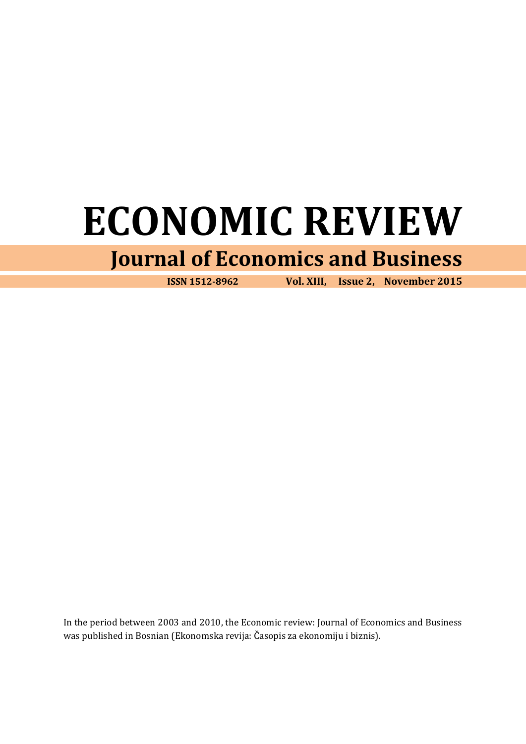# ECONOMIC REVIEW

## Journal of Economics and Business

**ISSN 1512-8962 Vol. XIII, Issue 2, November 2015**

In the period between 2003 and 2010, the Economic review: Journal of Economics and Business was published in Bosnian (Ekonomska revija: Časopis za ekonomiju i biznis).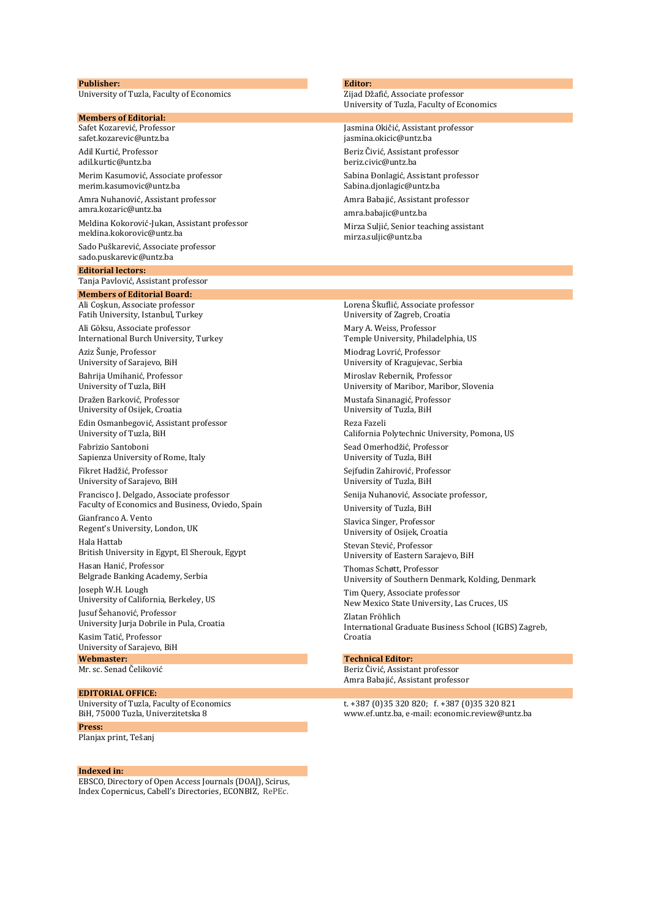**Publisher:**
University of Tuzla, Faculty of Economics

**Editor:**
Zijad Džafić, Associate professor
University of Tuzla, Faculty of Economics

**Members of Editorial:**

Safet Kozarević, Professor
safet.kozarevic@untz.ba

Adil Kurtić, Professor
adil.kurtic@untz.ba

Merim Kasumović, Associate professor
merim.kasumovic@untz.ba

Amra Nuhanović, Assistant professor
amra.kozaric@untz.ba

Meldina Kokorović-Jukan, Assistant professor
meldina.kokorovic@untz.ba

Sado Puškarević, Associate professor
sado.puskarevic@untz.ba

Jasmina Okičić, Assistant professor
jasmina.okicic@untz.ba

Beriz Čivić, Assistant professor
beriz.civic@untz.ba

Sabina Đonlagić, Assistant professor
Sabina.djonlagic@untz.ba

Amra Babajić, Assistant professor
amra.babajic@untz.ba

Mirza Suljić, Senior teaching assistant
mirza.suljic@untz.ba

**Editorial lectors:**
Tanja Pavlović, Assistant professor

**Members of Editorial Board:**

Ali Coşkun, Associate professor
Fatih University, Istanbul, Turkey

Ali Göksu, Associate professor
International Burch University, Turkey

Aziz Šunje, Professor
University of Sarajevo, BiH

Bahrija Umihanić, Professor
University of Tuzla, BiH

Dražen Barković, Professor
University of Osijek, Croatia

Edin Osmanbegović, Assistant professor
University of Tuzla, BiH

Fabrizio Santoboni
Sapienza University of Rome, Italy

Fikret Hadžić, Professor
University of Sarajevo, BiH

Francisco J. Delgado, Associate professor
Faculty of Economics and Business, Oviedo, Spain

Gianfranco A. Vento
Regent's University, London, UK

Hala Hattab
British University in Egypt, El Sherouk, Egypt

Hasan Hanić, Professor
Belgrade Banking Academy, Serbia

Joseph W.H. Lough
University of California, Berkeley, US

Jusuf Šehanović, Professor
University Jurja Dobrile in Pula, Croatia

Kasim Tatić, Professor
University of Sarajevo, BiH

Lorena Škuflić, Associate professor
University of Zagreb, Croatia

Mary A. Weiss, Professor
Temple University, Philadelphia, US

Miodrag Lovrić, Professor
University of Kragujevac, Serbia

Miroslav Rebernik, Professor
University of Maribor, Maribor, Slovenia

Mustafa Sinanagić, Professor
University of Tuzla, BiH

Reza Fazeli
California Polytechnic University, Pomona, US

Sead Omerhodžić, Professor
University of Tuzla, BiH

Sejfudin Zahirović, Professor
University of Tuzla, BiH

Senija Nuhanović, Associate professor,
University of Tuzla, BiH

Slavica Singer, Professor
University of Osijek, Croatia

Stevan Stević, Professor
University of Eastern Sarajevo, BiH

Thomas Schøtt, Professor
University of Southern Denmark, Kolding, Denmark

Tim Query, Associate professor
New Mexico State University, Las Cruces, US

Zlatan Fröhlich
International Graduate Business School (IGBS) Zagreb, Croatia

**Webmaster:**
Mr. sc. Senad Čeliković

**Technical Editor:**
Beriz Čivić, Assistant professor
Amra Babajić, Assistant professor

**EDITORIAL OFFICE:**
University of Tuzla, Faculty of Economics
BiH, 75000 Tuzla, Univerzitetska 8
t. +387 (0)35 320 820; f. +387 (0)35 320 821
www.ef.untz.ba, e-mail: economic.review@untz.ba

**Press:**
Planjax print, Tešanj

**Indexed in:**
EBSCO, Directory of Open Access Journals (DOAJ), Scirus, Index Copernicus, Cabell's Directories, ECONBIZ, RePEc.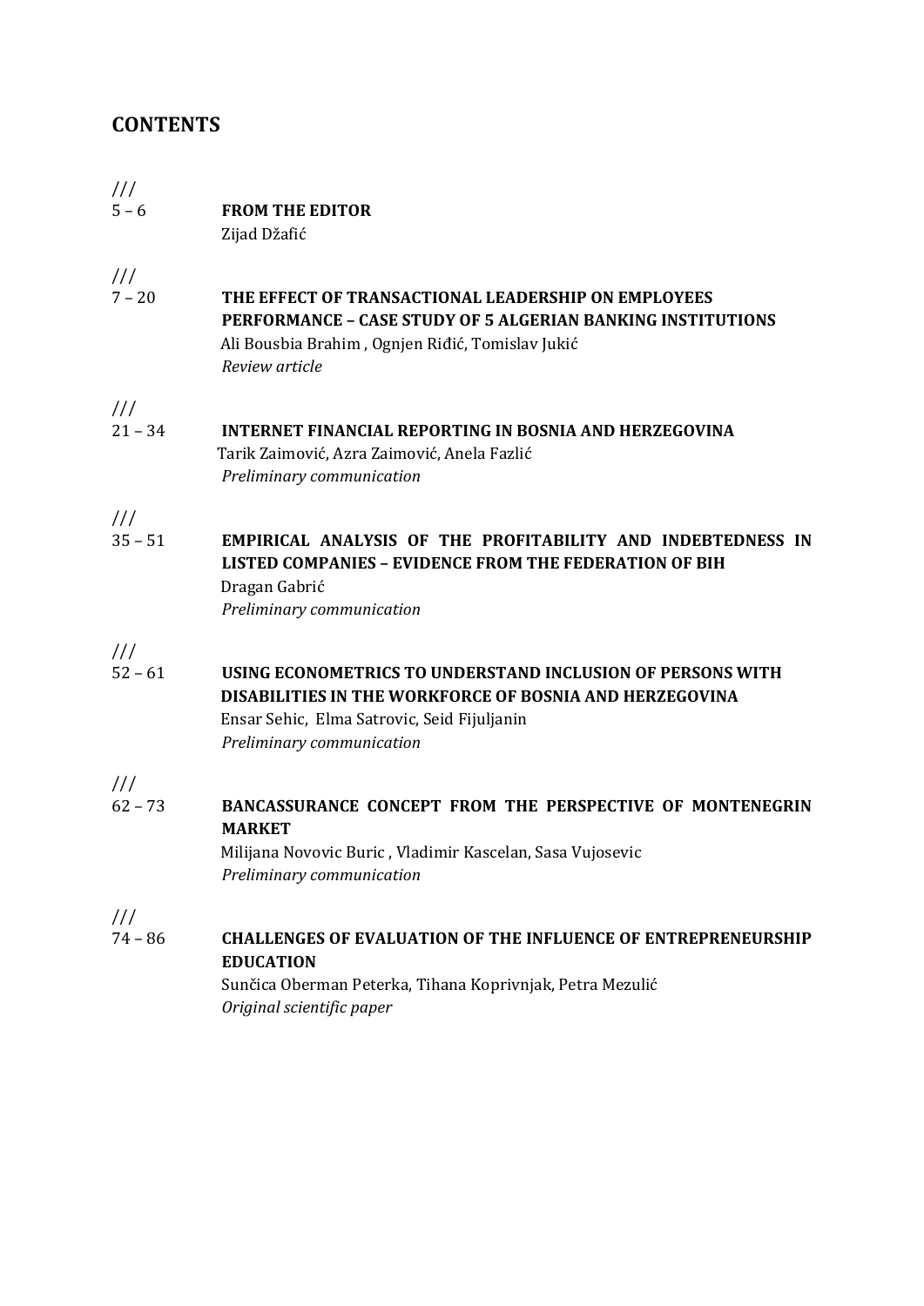# CONTENTS

///
5 – 6 **FROM THE EDITOR**
Zijad Džafić

///
7 – 20 **THE EFFECT OF TRANSACTIONAL LEADERSHIP ON EMPLOYEES PERFORMANCE – CASE STUDY OF 5 ALGERIAN BANKING INSTITUTIONS**
Ali Bousbia Brahim , Ognjen Riđić, Tomislav Jukić
*Review article*

///
21 – 34 **INTERNET FINANCIAL REPORTING IN BOSNIA AND HERZEGOVINA**
Tarik Zaimović, Azra Zaimović, Anela Fazlić
*Preliminary communication*

///
35 – 51 **EMPIRICAL ANALYSIS OF THE PROFITABILITY AND INDEBTEDNESS IN LISTED COMPANIES – EVIDENCE FROM THE FEDERATION OF BIH**
Dragan Gabrić
*Preliminary communication*

///
52 – 61 **USING ECONOMETRICS TO UNDERSTAND INCLUSION OF PERSONS WITH DISABILITIES IN THE WORKFORCE OF BOSNIA AND HERZEGOVINA**
Ensar Sehic, Elma Satrovic, Seid Fijuljanin
*Preliminary communication*

///
62 – 73 **BANCASSURANCE CONCEPT FROM THE PERSPECTIVE OF MONTENEGRIN MARKET**
Milijana Novovic Buric , Vladimir Kascelan, Sasa Vujosevic
*Preliminary communication*

///
74 – 86 **CHALLENGES OF EVALUATION OF THE INFLUENCE OF ENTREPRENEURSHIP EDUCATION**
Sunčica Oberman Peterka, Tihana Koprivnjak, Petra Mezulić
*Original scientific paper*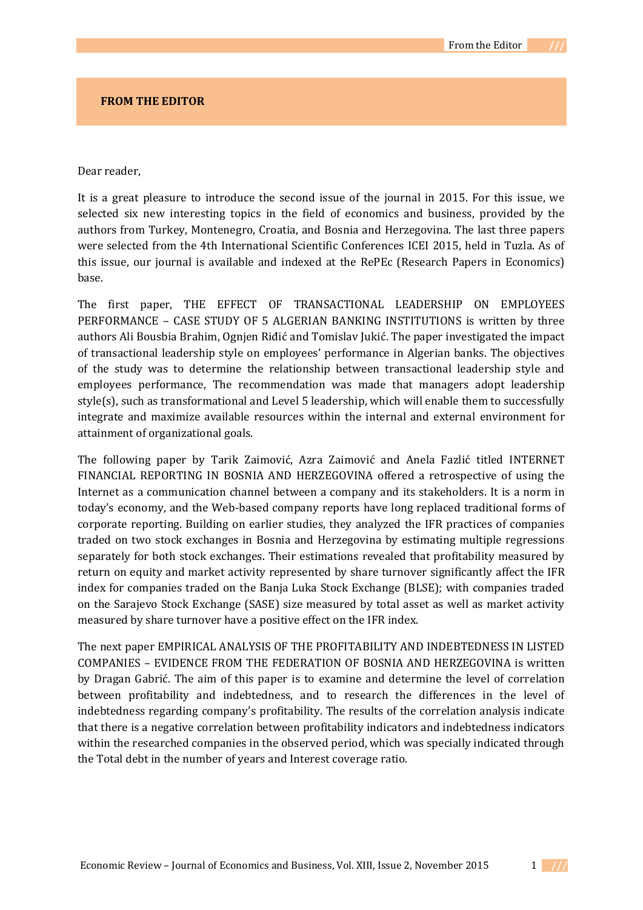# FROM THE EDITOR

Dear reader,

It is a great pleasure to introduce the second issue of the journal in 2015. For this issue, we selected six new interesting topics in the field of economics and business, provided by the authors from Turkey, Montenegro, Croatia, and Bosnia and Herzegovina. The last three papers were selected from the 4th International Scientific Conferences ICEI 2015, held in Tuzla. As of this issue, our journal is available and indexed at the RePEc (Research Papers in Economics) base.

The first paper, THE EFFECT OF TRANSACTIONAL LEADERSHIP ON EMPLOYEES PERFORMANCE – CASE STUDY OF 5 ALGERIAN BANKING INSTITUTIONS is written by three authors Ali Bousbia Brahim, Ognjen Riđić and Tomislav Jukić. The paper investigated the impact of transactional leadership style on employees' performance in Algerian banks. The objectives of the study was to determine the relationship between transactional leadership style and employees performance, The recommendation was made that managers adopt leadership style(s), such as transformational and Level 5 leadership, which will enable them to successfully integrate and maximize available resources within the internal and external environment for attainment of organizational goals.

The following paper by Tarik Zaimović, Azra Zaimović and Anela Fazlić titled INTERNET FINANCIAL REPORTING IN BOSNIA AND HERZEGOVINA offered a retrospective of using the Internet as a communication channel between a company and its stakeholders. It is a norm in today's economy, and the Web-based company reports have long replaced traditional forms of corporate reporting. Building on earlier studies, they analyzed the IFR practices of companies traded on two stock exchanges in Bosnia and Herzegovina by estimating multiple regressions separately for both stock exchanges. Their estimations revealed that profitability measured by return on equity and market activity represented by share turnover significantly affect the IFR index for companies traded on the Banja Luka Stock Exchange (BLSE); with companies traded on the Sarajevo Stock Exchange (SASE) size measured by total asset as well as market activity measured by share turnover have a positive effect on the IFR index.

The next paper EMPIRICAL ANALYSIS OF THE PROFITABILITY AND INDEBTEDNESS IN LISTED COMPANIES – EVIDENCE FROM THE FEDERATION OF BOSNIA AND HERZEGOVINA is written by Dragan Gabrić. The aim of this paper is to examine and determine the level of correlation between profitability and indebtedness, and to research the differences in the level of indebtedness regarding company's profitability. The results of the correlation analysis indicate that there is a negative correlation between profitability indicators and indebtedness indicators within the researched companies in the observed period, which was specially indicated through the Total debt in the number of years and Interest coverage ratio.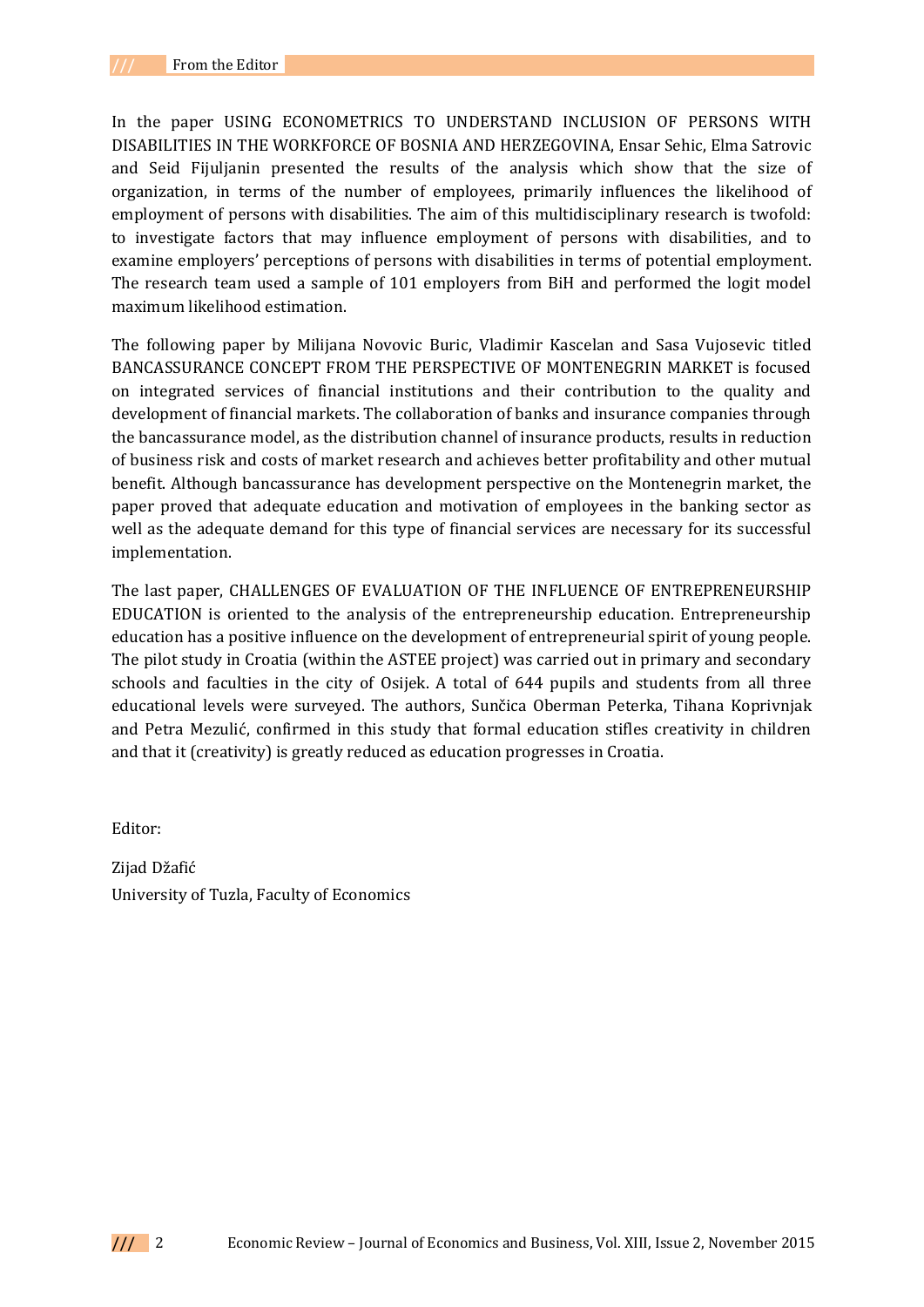In the paper USING ECONOMETRICS TO UNDERSTAND INCLUSION OF PERSONS WITH DISABILITIES IN THE WORKFORCE OF BOSNIA AND HERZEGOVINA, Ensar Sehic, Elma Satrovic and Seid Fijuljanin presented the results of the analysis which show that the size of organization, in terms of the number of employees, primarily influences the likelihood of employment of persons with disabilities. The aim of this multidisciplinary research is twofold: to investigate factors that may influence employment of persons with disabilities, and to examine employers' perceptions of persons with disabilities in terms of potential employment. The research team used a sample of 101 employers from BiH and performed the logit model maximum likelihood estimation.

The following paper by Milijana Novovic Buric, Vladimir Kascelan and Sasa Vujosevic titled BANCASSURANCE CONCEPT FROM THE PERSPECTIVE OF MONTENEGRIN MARKET is focused on integrated services of financial institutions and their contribution to the quality and development of financial markets. The collaboration of banks and insurance companies through the bancassurance model, as the distribution channel of insurance products, results in reduction of business risk and costs of market research and achieves better profitability and other mutual benefit. Although bancassurance has development perspective on the Montenegrin market, the paper proved that adequate education and motivation of employees in the banking sector as well as the adequate demand for this type of financial services are necessary for its successful implementation.

The last paper, CHALLENGES OF EVALUATION OF THE INFLUENCE OF ENTREPRENEURSHIP EDUCATION is oriented to the analysis of the entrepreneurship education. Entrepreneurship education has a positive influence on the development of entrepreneurial spirit of young people. The pilot study in Croatia (within the ASTEE project) was carried out in primary and secondary schools and faculties in the city of Osijek. A total of 644 pupils and students from all three educational levels were surveyed. The authors, Sunčica Oberman Peterka, Tihana Koprivnjak and Petra Mezulić, confirmed in this study that formal education stifles creativity in children and that it (creativity) is greatly reduced as education progresses in Croatia.

Editor:

Zijad Džafić
University of Tuzla, Faculty of Economics